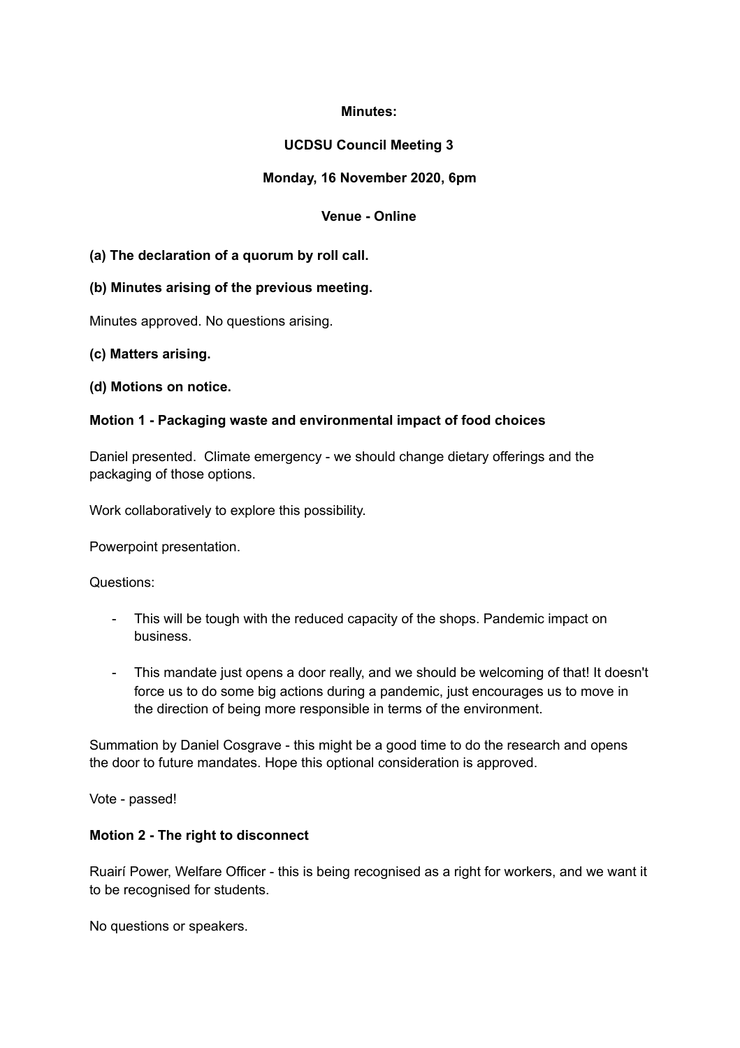**Minutes:**

**UCDSU Council Meeting 3**

**Monday, 16 November 2020, 6pm**

**Venue - Online**

**(a) The declaration of a quorum by roll call.**

**(b) Minutes arising of the previous meeting.**

Minutes approved. No questions arising.

**(c) Matters arising.**

**(d) Motions on notice.**

**Motion 1 - Packaging waste and environmental impact of food choices**

Daniel presented. Climate emergency - we should change dietary offerings and the packaging of those options.

Work collaboratively to explore this possibility.

Powerpoint presentation.

Questions:

- This will be tough with the reduced capacity of the shops. Pandemic impact on business.
- This mandate just opens a door really, and we should be welcoming of that! It doesn't force us to do some big actions during a pandemic, just encourages us to move in the direction of being more responsible in terms of the environment.

Summation by Daniel Cosgrave - this might be a good time to do the research and opens the door to future mandates. Hope this optional consideration is approved.

Vote - passed!

**Motion 2 - The right to disconnect**

Ruairí Power, Welfare Officer - this is being recognised as a right for workers, and we want it to be recognised for students.

No questions or speakers.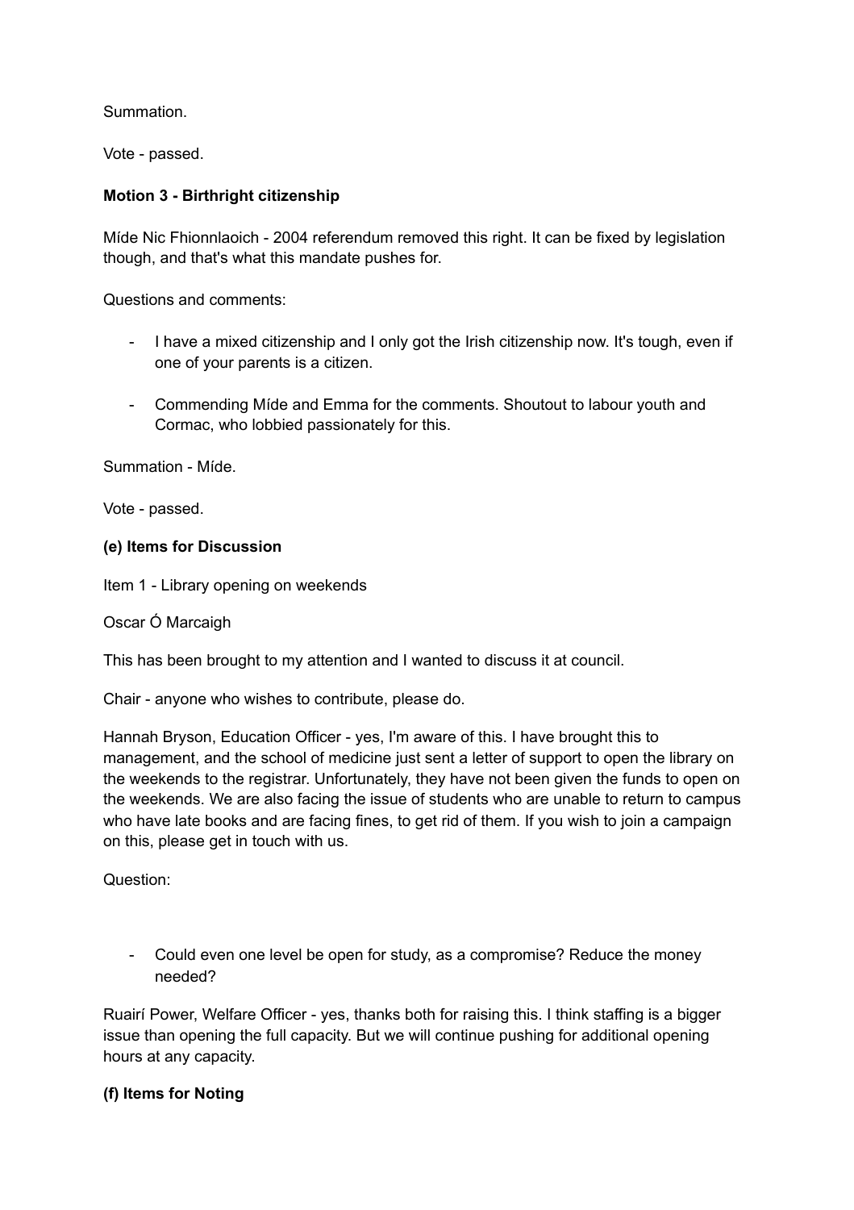Summation.

Vote - passed.

**Motion 3 - Birthright citizenship**

Míde Nic Fhionnlaoich - 2004 referendum removed this right. It can be fixed by legislation though, and that's what this mandate pushes for.

Questions and comments:

- I have a mixed citizenship and I only got the Irish citizenship now. It's tough, even if one of your parents is a citizen.
- Commending Míde and Emma for the comments. Shoutout to labour youth and Cormac, who lobbied passionately for this.

Summation - Míde.

Vote - passed.

**(e) Items for Discussion**

Item 1 - Library opening on weekends

Oscar Ó Marcaigh

This has been brought to my attention and I wanted to discuss it at council.

Chair - anyone who wishes to contribute, please do.

Hannah Bryson, Education Officer - yes, I'm aware of this. I have brought this to management, and the school of medicine just sent a letter of support to open the library on the weekends to the registrar. Unfortunately, they have not been given the funds to open on the weekends. We are also facing the issue of students who are unable to return to campus who have late books and are facing fines, to get rid of them. If you wish to join a campaign on this, please get in touch with us.

Question:

- Could even one level be open for study, as a compromise? Reduce the money needed?

Ruairí Power, Welfare Officer - yes, thanks both for raising this. I think staffing is a bigger issue than opening the full capacity. But we will continue pushing for additional opening hours at any capacity.

**(f) Items for Noting**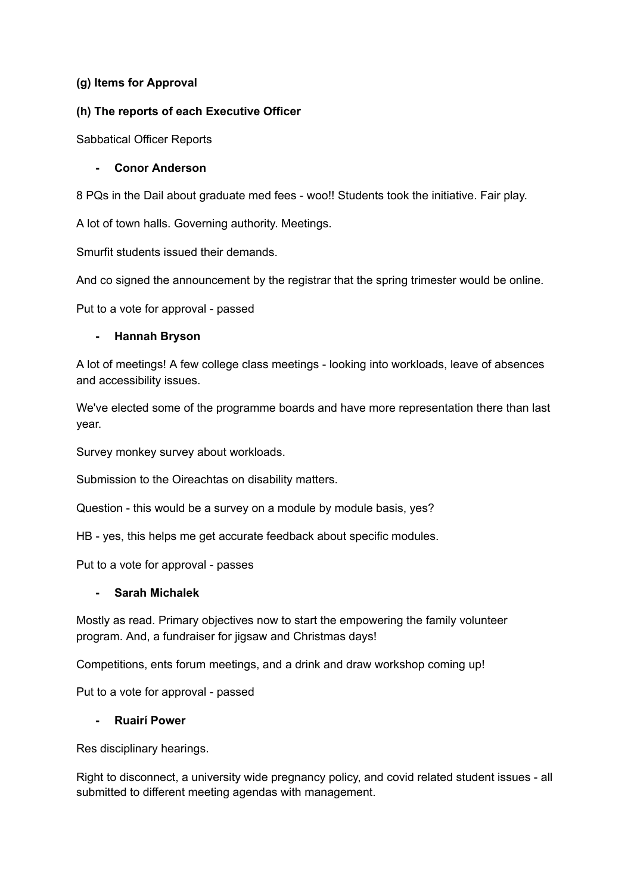**(g) Items for Approval**

**(h) The reports of each Executive Officer**

Sabbatical Officer Reports

- **Conor Anderson**

8 PQs in the Dail about graduate med fees - woo!! Students took the initiative. Fair play.

A lot of town halls. Governing authority. Meetings.

Smurfit students issued their demands.

And co signed the announcement by the registrar that the spring trimester would be online.

Put to a vote for approval - passed

- **Hannah Bryson**

A lot of meetings! A few college class meetings - looking into workloads, leave of absences and accessibility issues.

We've elected some of the programme boards and have more representation there than last year.

Survey monkey survey about workloads.

Submission to the Oireachtas on disability matters.

Question - this would be a survey on a module by module basis, yes?

HB - yes, this helps me get accurate feedback about specific modules.

Put to a vote for approval - passes

- **Sarah Michalek**

Mostly as read. Primary objectives now to start the empowering the family volunteer program. And, a fundraiser for jigsaw and Christmas days!

Competitions, ents forum meetings, and a drink and draw workshop coming up!

Put to a vote for approval - passed

- **Ruairí Power**

Res disciplinary hearings.

Right to disconnect, a university wide pregnancy policy, and covid related student issues - all submitted to different meeting agendas with management.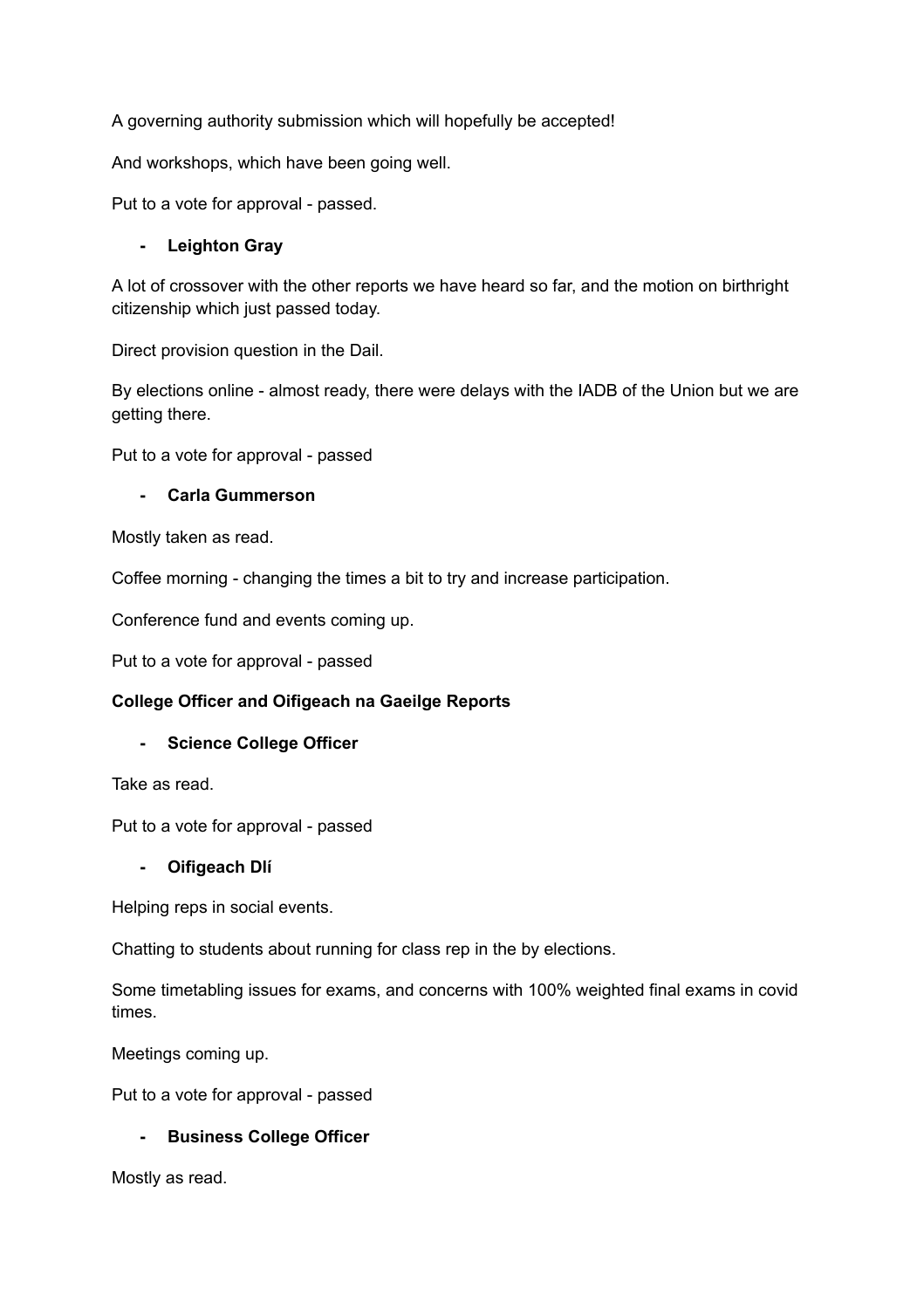A governing authority submission which will hopefully be accepted!

And workshops, which have been going well.

Put to a vote for approval - passed.

- **Leighton Gray**

A lot of crossover with the other reports we have heard so far, and the motion on birthright citizenship which just passed today.

Direct provision question in the Dail.

By elections online - almost ready, there were delays with the IADB of the Union but we are getting there.

Put to a vote for approval - passed

- **Carla Gummerson**

Mostly taken as read.

Coffee morning - changing the times a bit to try and increase participation.

Conference fund and events coming up.

Put to a vote for approval - passed

**College Officer and Oifigeach na Gaeilge Reports**

- **Science College Officer**

Take as read.

Put to a vote for approval - passed

- **Oifigeach Dlí**

Helping reps in social events.

Chatting to students about running for class rep in the by elections.

Some timetabling issues for exams, and concerns with 100% weighted final exams in covid times.

Meetings coming up.

Put to a vote for approval - passed

- **Business College Officer**

Mostly as read.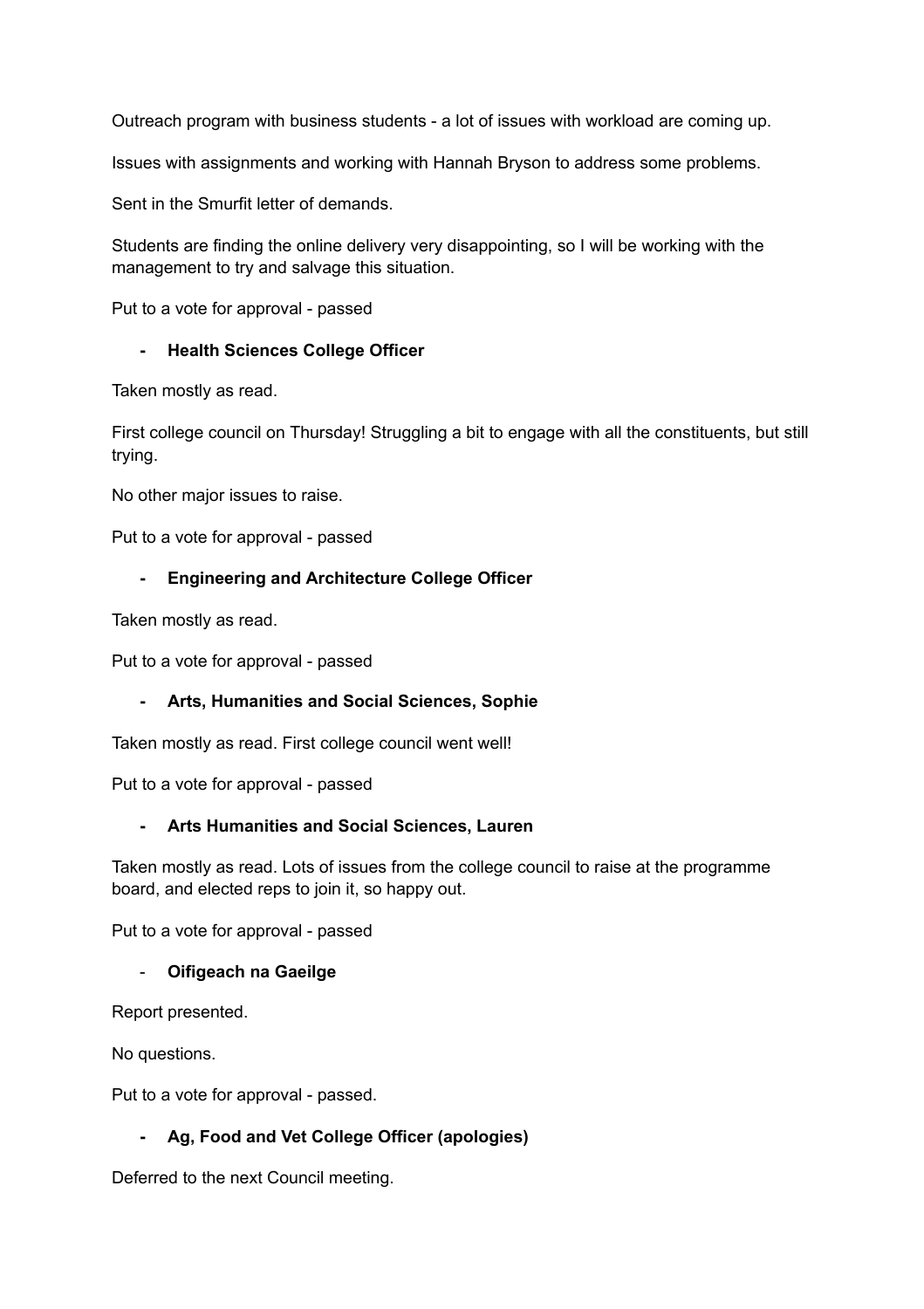Outreach program with business students - a lot of issues with workload are coming up.

Issues with assignments and working with Hannah Bryson to address some problems.

Sent in the Smurfit letter of demands.

Students are finding the online delivery very disappointing, so I will be working with the management to try and salvage this situation.

Put to a vote for approval - passed

- **Health Sciences College Officer**

Taken mostly as read.

First college council on Thursday! Struggling a bit to engage with all the constituents, but still trying.

No other major issues to raise.

Put to a vote for approval - passed

- **Engineering and Architecture College Officer**

Taken mostly as read.

Put to a vote for approval - passed

- **Arts, Humanities and Social Sciences, Sophie**

Taken mostly as read. First college council went well!

Put to a vote for approval - passed

- **Arts Humanities and Social Sciences, Lauren**

Taken mostly as read. Lots of issues from the college council to raise at the programme board, and elected reps to join it, so happy out.

Put to a vote for approval - passed

- **Oifigeach na Gaeilge**

Report presented.

No questions.

Put to a vote for approval - passed.

- **Ag, Food and Vet College Officer (apologies)**

Deferred to the next Council meeting.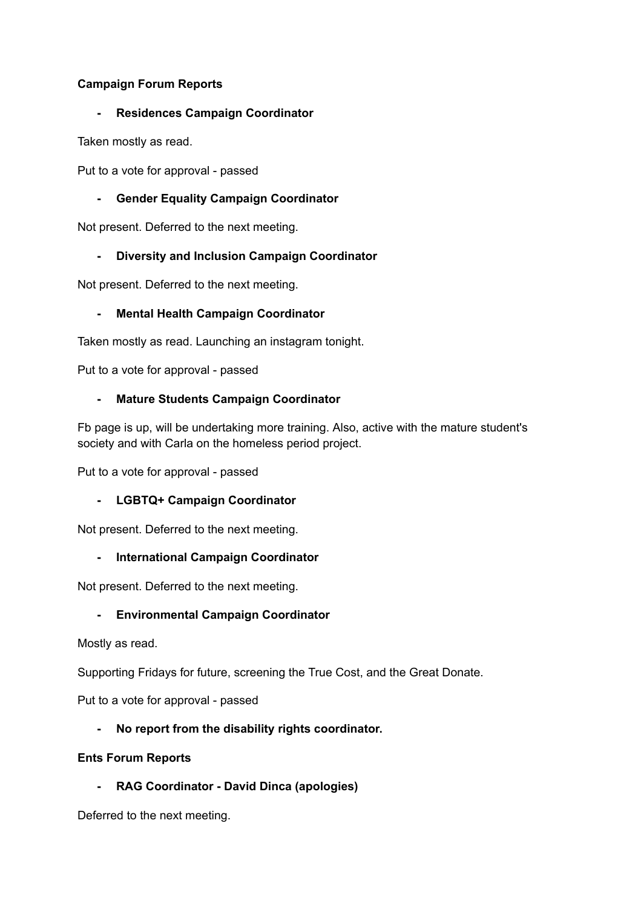**Campaign Forum Reports**

- **Residences Campaign Coordinator**

Taken mostly as read.

Put to a vote for approval - passed

- **Gender Equality Campaign Coordinator**

Not present. Deferred to the next meeting.

- **Diversity and Inclusion Campaign Coordinator**

Not present. Deferred to the next meeting.

- **Mental Health Campaign Coordinator**

Taken mostly as read. Launching an instagram tonight.

Put to a vote for approval - passed

- **Mature Students Campaign Coordinator**

Fb page is up, will be undertaking more training. Also, active with the mature student's society and with Carla on the homeless period project.

Put to a vote for approval - passed

- **LGBTQ+ Campaign Coordinator**

Not present. Deferred to the next meeting.

- **International Campaign Coordinator**

Not present. Deferred to the next meeting.

- **Environmental Campaign Coordinator**

Mostly as read.

Supporting Fridays for future, screening the True Cost, and the Great Donate.

Put to a vote for approval - passed

- **No report from the disability rights coordinator.**

**Ents Forum Reports**

- **RAG Coordinator - David Dinca (apologies)**

Deferred to the next meeting.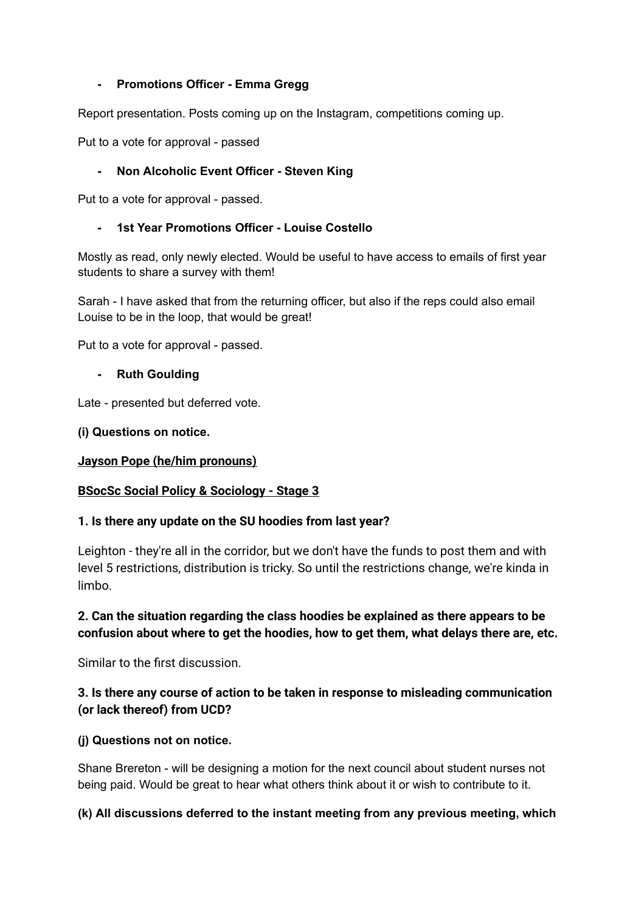- **Promotions Officer - Emma Gregg**

Report presentation. Posts coming up on the Instagram, competitions coming up.

Put to a vote for approval - passed

- **Non Alcoholic Event Officer - Steven King**

Put to a vote for approval - passed.

- **1st Year Promotions Officer - Louise Costello**

Mostly as read, only newly elected. Would be useful to have access to emails of first year students to share a survey with them!

Sarah - I have asked that from the returning officer, but also if the reps could also email Louise to be in the loop, that would be great!

Put to a vote for approval - passed.

- **Ruth Goulding**

Late - presented but deferred vote.

**(i) Questions on notice.**

**<u>Jayson Pope (he/him pronouns)</u>**

**<u>BSocSc Social Policy & Sociology - Stage 3</u>**

**1. Is there any update on the SU hoodies from last year?**

Leighton - they're all in the corridor, but we don't have the funds to post them and with level 5 restrictions, distribution is tricky. So until the restrictions change, we're kinda in limbo.

**2. Can the situation regarding the class hoodies be explained as there appears to be confusion about where to get the hoodies, how to get them, what delays there are, etc.**

Similar to the first discussion.

**3. Is there any course of action to be taken in response to misleading communication (or lack thereof) from UCD?**

**(j) Questions not on notice.**

Shane Brereton - will be designing a motion for the next council about student nurses not being paid. Would be great to hear what others think about it or wish to contribute to it.

**(k) All discussions deferred to the instant meeting from any previous meeting, which**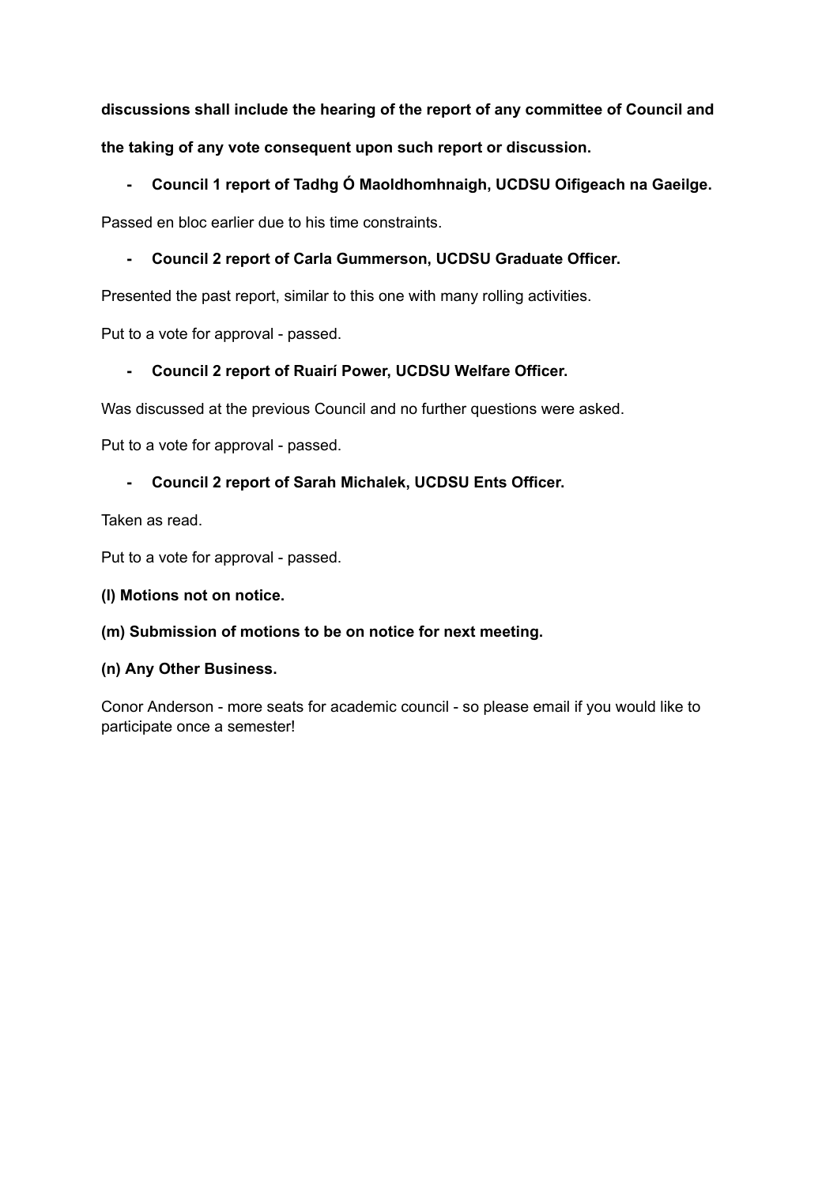**discussions shall include the hearing of the report of any committee of Council and the taking of any vote consequent upon such report or discussion.**

- **Council 1 report of Tadhg Ó Maoldhomhnaigh, UCDSU Oifigeach na Gaeilge.**

Passed en bloc earlier due to his time constraints.

- **Council 2 report of Carla Gummerson, UCDSU Graduate Officer.**

Presented the past report, similar to this one with many rolling activities.

Put to a vote for approval - passed.

- **Council 2 report of Ruairí Power, UCDSU Welfare Officer.**

Was discussed at the previous Council and no further questions were asked.

Put to a vote for approval - passed.

- **Council 2 report of Sarah Michalek, UCDSU Ents Officer.**

Taken as read.

Put to a vote for approval - passed.

**(l) Motions not on notice.**

**(m) Submission of motions to be on notice for next meeting.**

**(n) Any Other Business.**

Conor Anderson - more seats for academic council - so please email if you would like to participate once a semester!